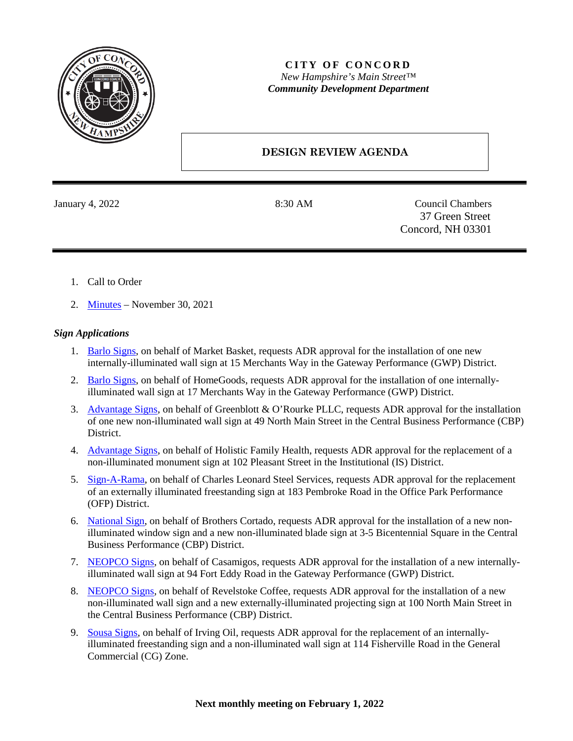**CITY OF CONCORD**

*New Hampshire's Main Street™*

***Community Development Department***

# DESIGN REVIEW AGENDA

January 4, 2022 | 8:30 AM | Council Chambers, 37 Green Street, Concord, NH 03301

1. Call to Order
2. Minutes – November 30, 2021

***Sign Applications***

1. Barlo Signs, on behalf of Market Basket, requests ADR approval for the installation of one new internally-illuminated wall sign at 15 Merchants Way in the Gateway Performance (GWP) District.
2. Barlo Signs, on behalf of HomeGoods, requests ADR approval for the installation of one internally-illuminated wall sign at 17 Merchants Way in the Gateway Performance (GWP) District.
3. Advantage Signs, on behalf of Greenblott & O'Rourke PLLC, requests ADR approval for the installation of one new non-illuminated wall sign at 49 North Main Street in the Central Business Performance (CBP) District.
4. Advantage Signs, on behalf of Holistic Family Health, requests ADR approval for the replacement of a non-illuminated monument sign at 102 Pleasant Street in the Institutional (IS) District.
5. Sign-A-Rama, on behalf of Charles Leonard Steel Services, requests ADR approval for the replacement of an externally illuminated freestanding sign at 183 Pembroke Road in the Office Park Performance (OFP) District.
6. National Sign, on behalf of Brothers Cortado, requests ADR approval for the installation of a new non-illuminated window sign and a new non-illuminated blade sign at 3-5 Bicentennial Square in the Central Business Performance (CBP) District.
7. NEOPCO Signs, on behalf of Casamigos, requests ADR approval for the installation of a new internally-illuminated wall sign at 94 Fort Eddy Road in the Gateway Performance (GWP) District.
8. NEOPCO Signs, on behalf of Revelstoke Coffee, requests ADR approval for the installation of a new non-illuminated wall sign and a new externally-illuminated projecting sign at 100 North Main Street in the Central Business Performance (CBP) District.
9. Sousa Signs, on behalf of Irving Oil, requests ADR approval for the replacement of an internally-illuminated freestanding sign and a non-illuminated wall sign at 114 Fisherville Road in the General Commercial (CG) Zone.

**Next monthly meeting on February 1, 2022**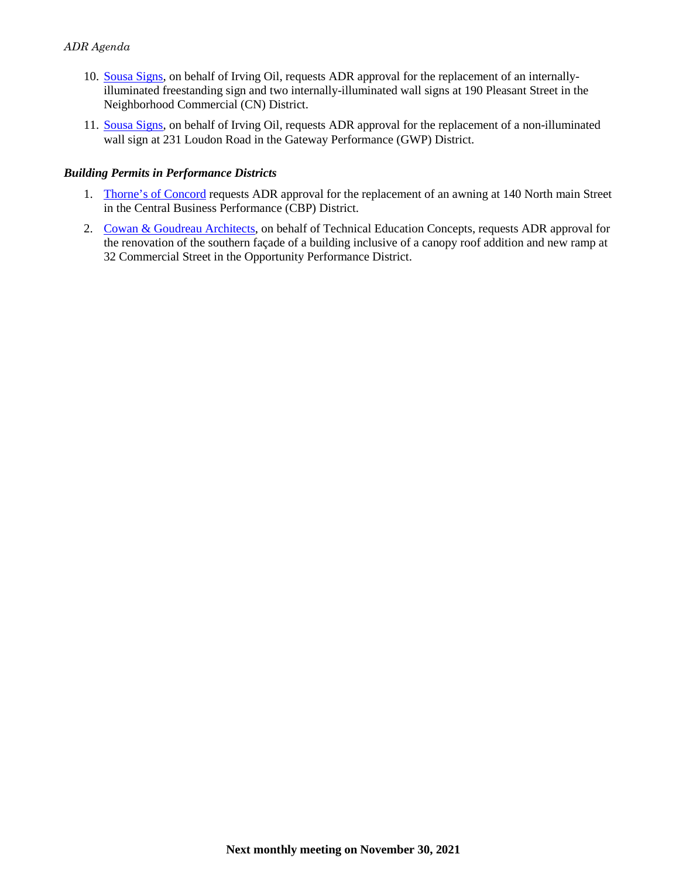10. Sousa Signs, on behalf of Irving Oil, requests ADR approval for the replacement of an internally-illuminated freestanding sign and two internally-illuminated wall signs at 190 Pleasant Street in the Neighborhood Commercial (CN) District.
11. Sousa Signs, on behalf of Irving Oil, requests ADR approval for the replacement of a non-illuminated wall sign at 231 Loudon Road in the Gateway Performance (GWP) District.

***Building Permits in Performance Districts***

1. Thorne's of Concord requests ADR approval for the replacement of an awning at 140 North main Street in the Central Business Performance (CBP) District.
2. Cowan & Goudreau Architects, on behalf of Technical Education Concepts, requests ADR approval for the renovation of the southern façade of a building inclusive of a canopy roof addition and new ramp at 32 Commercial Street in the Opportunity Performance District.

**Next monthly meeting on November 30, 2021**